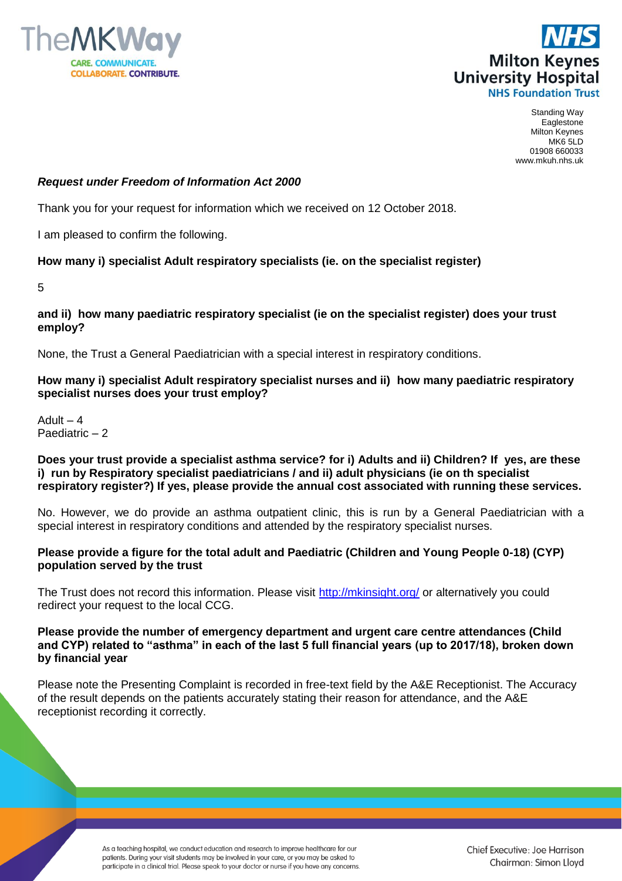TheMKWay
CARE. COMMUNICATE. COLLABORATE. CONTRIBUTE.

NHS
Milton Keynes University Hospital
NHS Foundation Trust

Standing Way
Eaglestone
Milton Keynes
MK6 5LD
01908 660033
www.mkuh.nhs.uk

***Request under Freedom of Information Act 2000***

Thank you for your request for information which we received on 12 October 2018.

I am pleased to confirm the following.

**How many i) specialist Adult respiratory specialists (ie. on the specialist register)**

5

**and ii) how many paediatric respiratory specialist (ie on the specialist register) does your trust employ?**

None, the Trust a General Paediatrician with a special interest in respiratory conditions.

**How many i) specialist Adult respiratory specialist nurses and ii) how many paediatric respiratory specialist nurses does your trust employ?**

Adult – 4
Paediatric – 2

**Does your trust provide a specialist asthma service? for i) Adults and ii) Children? If yes, are these i) run by Respiratory specialist paediatricians / and ii) adult physicians (ie on th specialist respiratory register?) If yes, please provide the annual cost associated with running these services.**

No. However, we do provide an asthma outpatient clinic, this is run by a General Paediatrician with a special interest in respiratory conditions and attended by the respiratory specialist nurses.

**Please provide a figure for the total adult and Paediatric (Children and Young People 0-18) (CYP) population served by the trust**

The Trust does not record this information. Please visit http://mkinsight.org/ or alternatively you could redirect your request to the local CCG.

**Please provide the number of emergency department and urgent care centre attendances (Child and CYP) related to "asthma" in each of the last 5 full financial years (up to 2017/18), broken down by financial year**

Please note the Presenting Complaint is recorded in free-text field by the A&E Receptionist. The Accuracy of the result depends on the patients accurately stating their reason for attendance, and the A&E receptionist recording it correctly.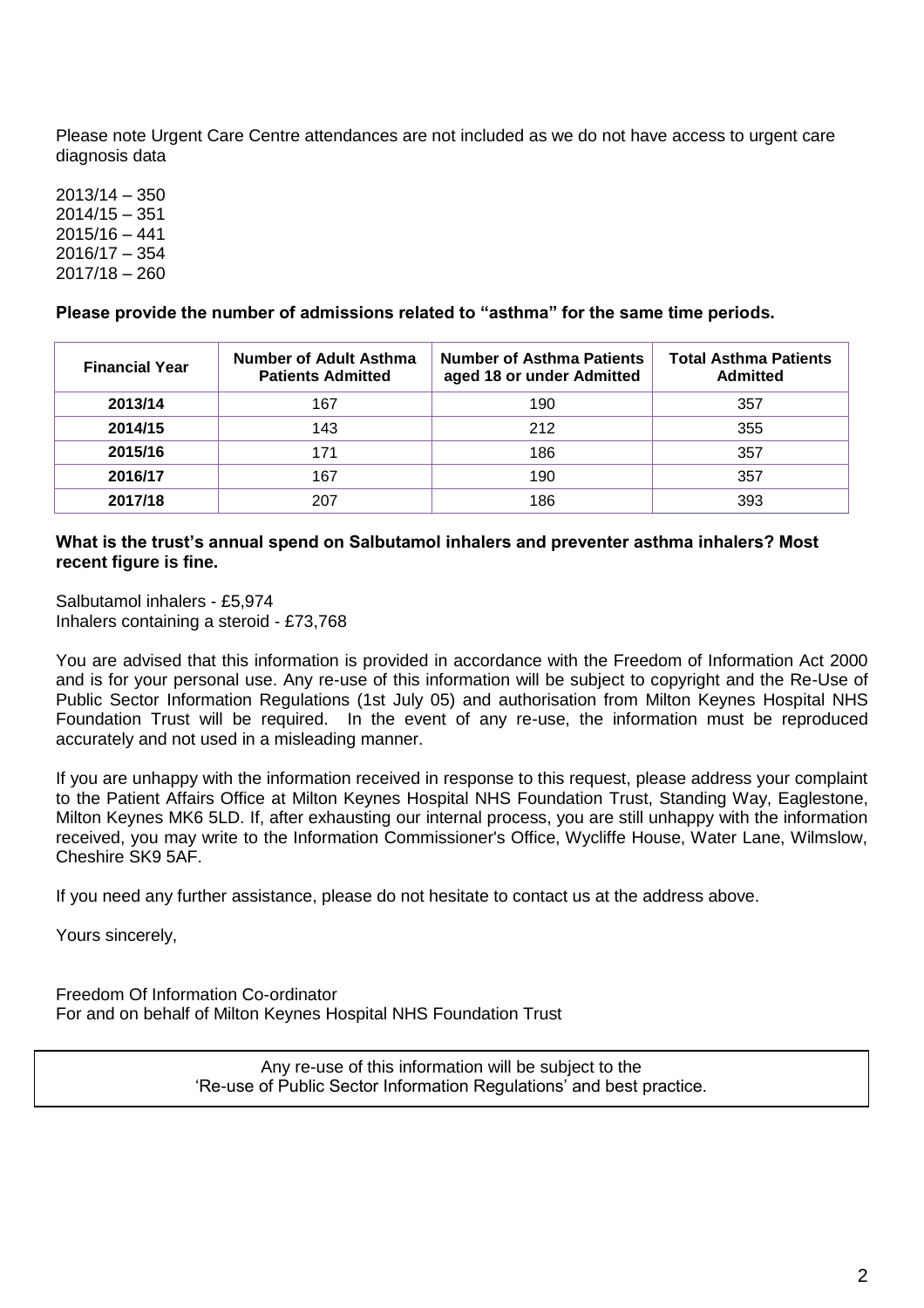Please note Urgent Care Centre attendances are not included as we do not have access to urgent care diagnosis data

2013/14 – 350
2014/15 – 351
2015/16 – 441
2016/17 – 354
2017/18 – 260

**Please provide the number of admissions related to "asthma" for the same time periods.**

| Financial Year | Number of Adult Asthma Patients Admitted | Number of Asthma Patients aged 18 or under Admitted | Total Asthma Patients Admitted |
|---|---|---|---|
| **2013/14** | 167 | 190 | 357 |
| **2014/15** | 143 | 212 | 355 |
| **2015/16** | 171 | 186 | 357 |
| **2016/17** | 167 | 190 | 357 |
| **2017/18** | 207 | 186 | 393 |

**What is the trust's annual spend on Salbutamol inhalers and preventer asthma inhalers? Most recent figure is fine.**

Salbutamol inhalers - £5,974
Inhalers containing a steroid - £73,768

You are advised that this information is provided in accordance with the Freedom of Information Act 2000 and is for your personal use. Any re-use of this information will be subject to copyright and the Re-Use of Public Sector Information Regulations (1st July 05) and authorisation from Milton Keynes Hospital NHS Foundation Trust will be required. In the event of any re-use, the information must be reproduced accurately and not used in a misleading manner.

If you are unhappy with the information received in response to this request, please address your complaint to the Patient Affairs Office at Milton Keynes Hospital NHS Foundation Trust, Standing Way, Eaglestone, Milton Keynes MK6 5LD. If, after exhausting our internal process, you are still unhappy with the information received, you may write to the Information Commissioner's Office, Wycliffe House, Water Lane, Wilmslow, Cheshire SK9 5AF.

If you need any further assistance, please do not hesitate to contact us at the address above.

Yours sincerely,

Freedom Of Information Co-ordinator
For and on behalf of Milton Keynes Hospital NHS Foundation Trust

Any re-use of this information will be subject to the 'Re-use of Public Sector Information Regulations' and best practice.